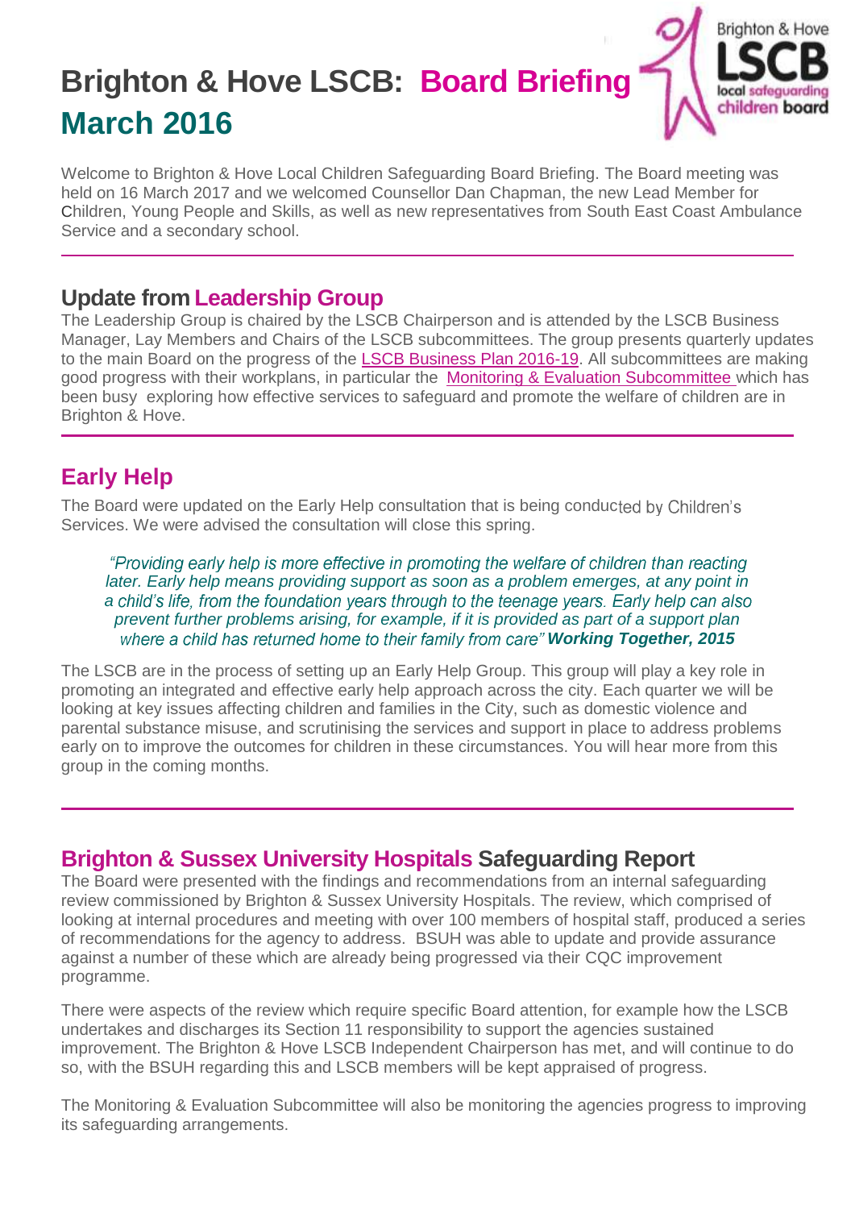# Brighton & Hove LSCB: Board Briefing March 2016

Welcome to Brighton & Hove Local Children Safeguarding Board Briefing. The Board meeting was held on 16 March 2017 and we welcomed Counsellor Dan Chapman, the new Lead Member for Children, Young People and Skills, as well as new representatives from South East Coast Ambulance Service and a secondary school.

## Update from Leadership Group

The Leadership Group is chaired by the LSCB Chairperson and is attended by the LSCB Business Manager, Lay Members and Chairs of the LSCB subcommittees. The group presents quarterly updates to the main Board on the progress of the LSCB Business Plan 2016-19. All subcommittees are making good progress with their workplans, in particular the Monitoring & Evaluation Subcommittee which has been busy exploring how effective services to safeguard and promote the welfare of children are in Brighton & Hove.

## Early Help

The Board were updated on the Early Help consultation that is being conducted by Children's Services. We were advised the consultation will close this spring.

> *"Providing early help is more effective in promoting the welfare of children than reacting later. Early help means providing support as soon as a problem emerges, at any point in a child's life, from the foundation years through to the teenage years. Early help can also prevent further problems arising, for example, if it is provided as part of a support plan where a child has returned home to their family from care"* ***Working Together, 2015***

The LSCB are in the process of setting up an Early Help Group. This group will play a key role in promoting an integrated and effective early help approach across the city. Each quarter we will be looking at key issues affecting children and families in the City, such as domestic violence and parental substance misuse, and scrutinising the services and support in place to address problems early on to improve the outcomes for children in these circumstances. You will hear more from this group in the coming months.

## Brighton & Sussex University Hospitals Safeguarding Report

The Board were presented with the findings and recommendations from an internal safeguarding review commissioned by Brighton & Sussex University Hospitals. The review, which comprised of looking at internal procedures and meeting with over 100 members of hospital staff, produced a series of recommendations for the agency to address. BSUH was able to update and provide assurance against a number of these which are already being progressed via their CQC improvement programme.

There were aspects of the review which require specific Board attention, for example how the LSCB undertakes and discharges its Section 11 responsibility to support the agencies sustained improvement. The Brighton & Hove LSCB Independent Chairperson has met, and will continue to do so, with the BSUH regarding this and LSCB members will be kept appraised of progress.

The Monitoring & Evaluation Subcommittee will also be monitoring the agencies progress to improving its safeguarding arrangements.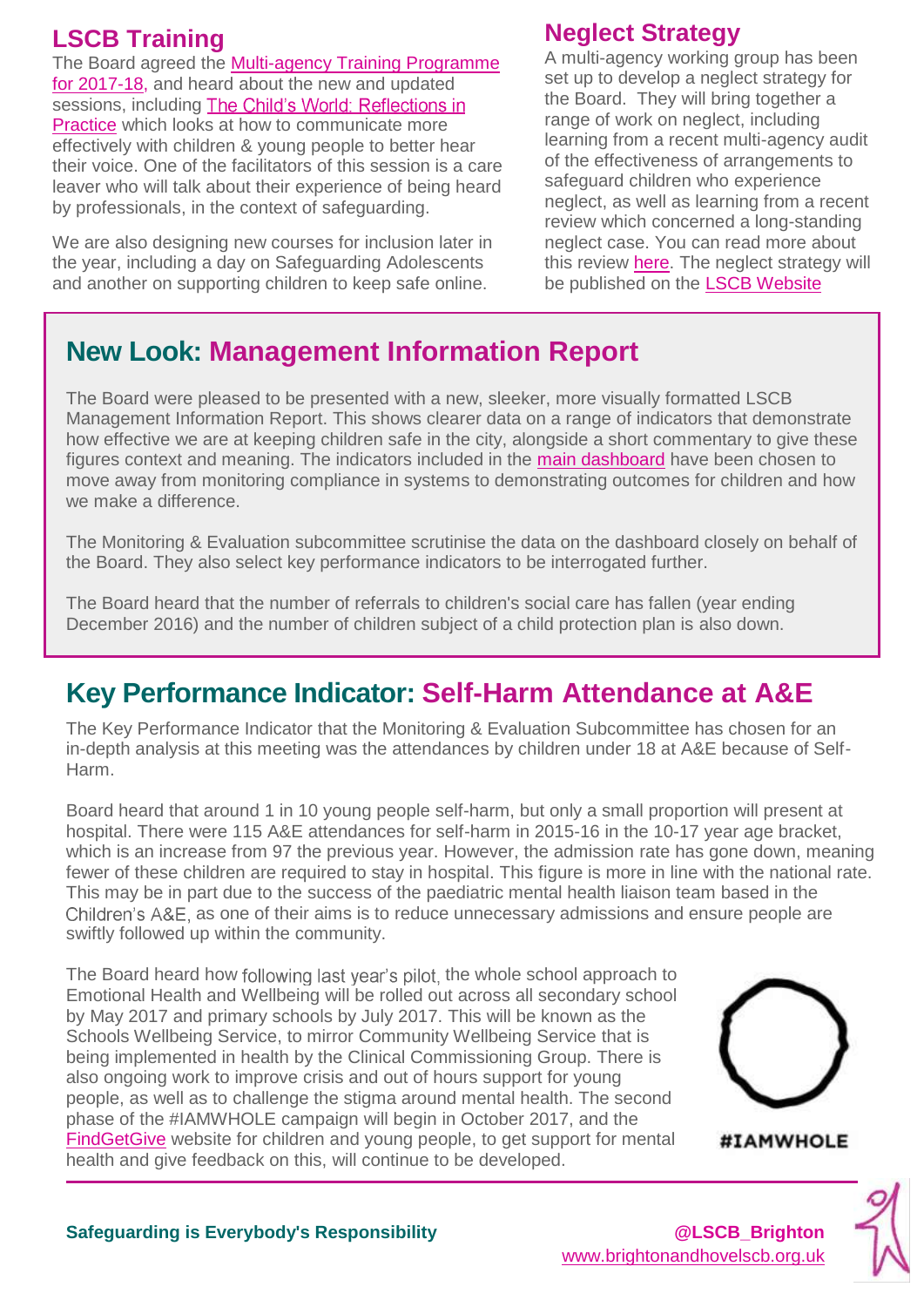## LSCB Training

The Board agreed the Multi-agency Training Programme for 2017-18, and heard about the new and updated sessions, including The Child's World: Reflections in Practice which looks at how to communicate more effectively with children & young people to better hear their voice. One of the facilitators of this session is a care leaver who will talk about their experience of being heard by professionals, in the context of safeguarding.

We are also designing new courses for inclusion later in the year, including a day on Safeguarding Adolescents and another on supporting children to keep safe online.

## Neglect Strategy

A multi-agency working group has been set up to develop a neglect strategy for the Board. They will bring together a range of work on neglect, including learning from a recent multi-agency audit of the effectiveness of arrangements to safeguard children who experience neglect, as well as learning from a recent review which concerned a long-standing neglect case. You can read more about this review here. The neglect strategy will be published on the LSCB Website

## New Look: Management Information Report

The Board were pleased to be presented with a new, sleeker, more visually formatted LSCB Management Information Report. This shows clearer data on a range of indicators that demonstrate how effective we are at keeping children safe in the city, alongside a short commentary to give these figures context and meaning. The indicators included in the main dashboard have been chosen to move away from monitoring compliance in systems to demonstrating outcomes for children and how we make a difference.

The Monitoring & Evaluation subcommittee scrutinise the data on the dashboard closely on behalf of the Board. They also select key performance indicators to be interrogated further.

The Board heard that the number of referrals to children's social care has fallen (year ending December 2016) and the number of children subject of a child protection plan is also down.

## Key Performance Indicator: Self-Harm Attendance at A&E

The Key Performance Indicator that the Monitoring & Evaluation Subcommittee has chosen for an in-depth analysis at this meeting was the attendances by children under 18 at A&E because of Self-Harm.

Board heard that around 1 in 10 young people self-harm, but only a small proportion will present at hospital. There were 115 A&E attendances for self-harm in 2015-16 in the 10-17 year age bracket, which is an increase from 97 the previous year. However, the admission rate has gone down, meaning fewer of these children are required to stay in hospital. This figure is more in line with the national rate. This may be in part due to the success of the paediatric mental health liaison team based in the Children's A&E, as one of their aims is to reduce unnecessary admissions and ensure people are swiftly followed up within the community.

The Board heard how following last year's pilot, the whole school approach to Emotional Health and Wellbeing will be rolled out across all secondary school by May 2017 and primary schools by July 2017. This will be known as the Schools Wellbeing Service, to mirror Community Wellbeing Service that is being implemented in health by the Clinical Commissioning Group. There is also ongoing work to improve crisis and out of hours support for young people, as well as to challenge the stigma around mental health. The second phase of the #IAMWHOLE campaign will begin in October 2017, and the FindGetGive website for children and young people, to get support for mental health and give feedback on this, will continue to be developed.

#IAMWHOLE

**Safeguarding is Everybody's Responsibility**

**@LSCB_Brighton**
www.brightonandhovelscb.org.uk